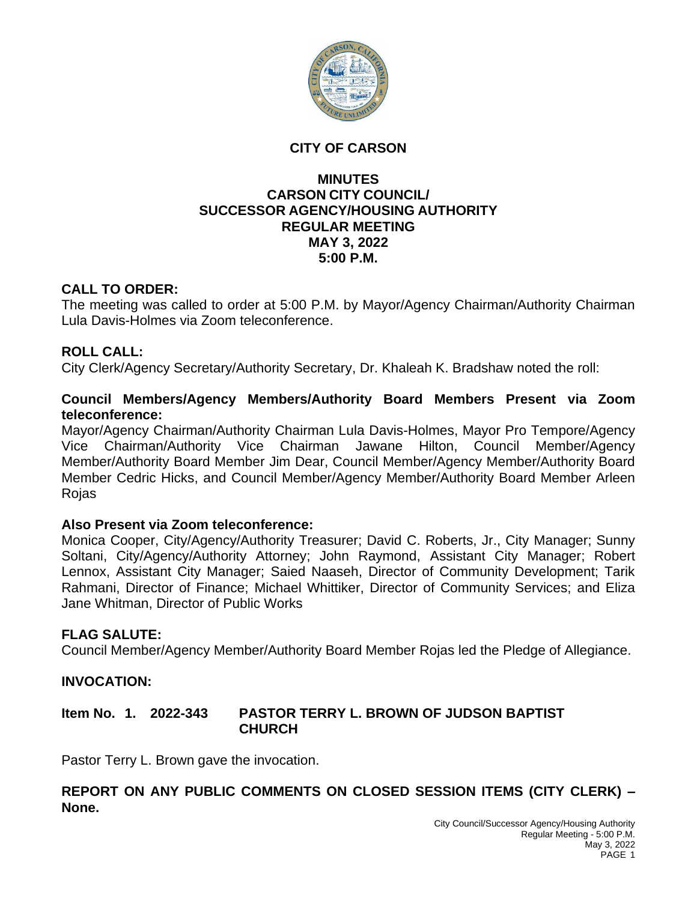# CITY OF CARSON

## MINUTES
## CARSON CITY COUNCIL/
## SUCCESSOR AGENCY/HOUSING AUTHORITY
## REGULAR MEETING
## MAY 3, 2022
## 5:00 P.M.

**CALL TO ORDER:**
The meeting was called to order at 5:00 P.M. by Mayor/Agency Chairman/Authority Chairman Lula Davis-Holmes via Zoom teleconference.

**ROLL CALL:**
City Clerk/Agency Secretary/Authority Secretary, Dr. Khaleah K. Bradshaw noted the roll:

**Council Members/Agency Members/Authority Board Members Present via Zoom teleconference:**
Mayor/Agency Chairman/Authority Chairman Lula Davis-Holmes, Mayor Pro Tempore/Agency Vice Chairman/Authority Vice Chairman Jawane Hilton, Council Member/Agency Member/Authority Board Member Jim Dear, Council Member/Agency Member/Authority Board Member Cedric Hicks, and Council Member/Agency Member/Authority Board Member Arleen Rojas

**Also Present via Zoom teleconference:**
Monica Cooper, City/Agency/Authority Treasurer; David C. Roberts, Jr., City Manager; Sunny Soltani, City/Agency/Authority Attorney; John Raymond, Assistant City Manager; Robert Lennox, Assistant City Manager; Saied Naaseh, Director of Community Development; Tarik Rahmani, Director of Finance; Michael Whittiker, Director of Community Services; and Eliza Jane Whitman, Director of Public Works

**FLAG SALUTE:**
Council Member/Agency Member/Authority Board Member Rojas led the Pledge of Allegiance.

**INVOCATION:**

**Item No. 1. 2022-343 PASTOR TERRY L. BROWN OF JUDSON BAPTIST CHURCH**

Pastor Terry L. Brown gave the invocation.

**REPORT ON ANY PUBLIC COMMENTS ON CLOSED SESSION ITEMS (CITY CLERK) – None.**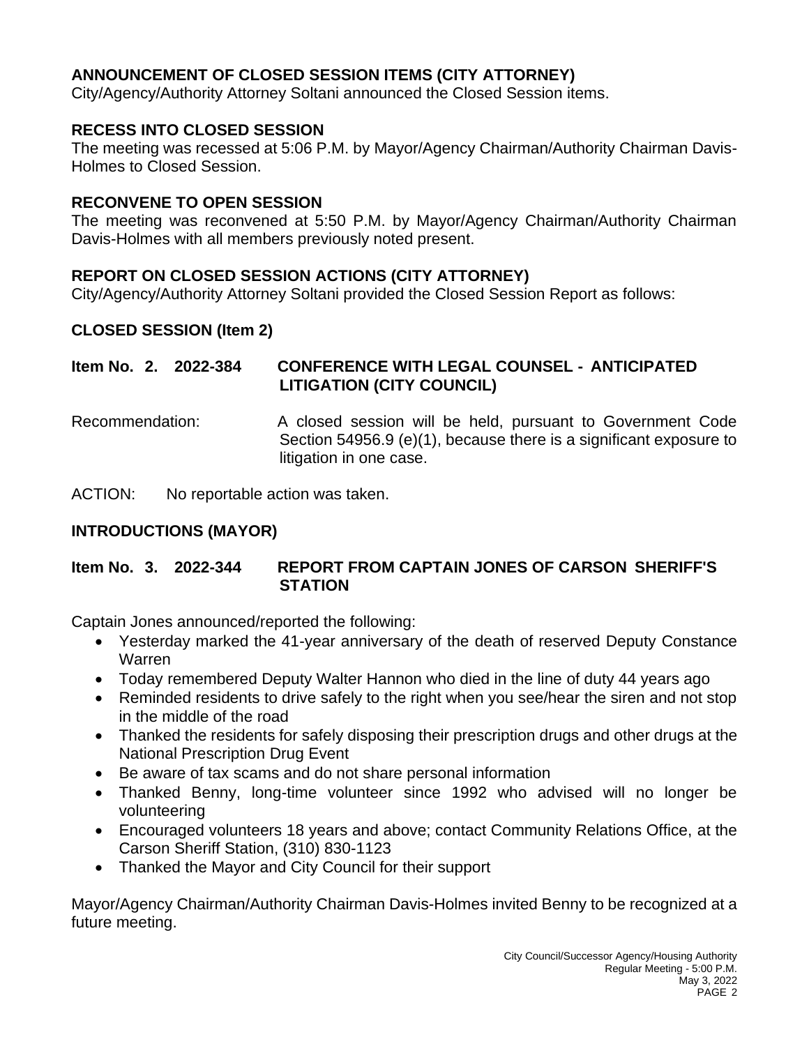### ANNOUNCEMENT OF CLOSED SESSION ITEMS (CITY ATTORNEY)

City/Agency/Authority Attorney Soltani announced the Closed Session items.

### RECESS INTO CLOSED SESSION

The meeting was recessed at 5:06 P.M. by Mayor/Agency Chairman/Authority Chairman Davis-Holmes to Closed Session.

### RECONVENE TO OPEN SESSION

The meeting was reconvened at 5:50 P.M. by Mayor/Agency Chairman/Authority Chairman Davis-Holmes with all members previously noted present.

### REPORT ON CLOSED SESSION ACTIONS (CITY ATTORNEY)

City/Agency/Authority Attorney Soltani provided the Closed Session Report as follows:

### CLOSED SESSION (Item 2)

**Item No. 2. 2022-384 CONFERENCE WITH LEGAL COUNSEL - ANTICIPATED LITIGATION (CITY COUNCIL)**

Recommendation: A closed session will be held, pursuant to Government Code Section 54956.9 (e)(1), because there is a significant exposure to litigation in one case.

ACTION: No reportable action was taken.

### INTRODUCTIONS (MAYOR)

**Item No. 3. 2022-344 REPORT FROM CAPTAIN JONES OF CARSON SHERIFF'S STATION**

Captain Jones announced/reported the following:

- Yesterday marked the 41-year anniversary of the death of reserved Deputy Constance Warren
- Today remembered Deputy Walter Hannon who died in the line of duty 44 years ago
- Reminded residents to drive safely to the right when you see/hear the siren and not stop in the middle of the road
- Thanked the residents for safely disposing their prescription drugs and other drugs at the National Prescription Drug Event
- Be aware of tax scams and do not share personal information
- Thanked Benny, long-time volunteer since 1992 who advised will no longer be volunteering
- Encouraged volunteers 18 years and above; contact Community Relations Office, at the Carson Sheriff Station, (310) 830-1123
- Thanked the Mayor and City Council for their support

Mayor/Agency Chairman/Authority Chairman Davis-Holmes invited Benny to be recognized at a future meeting.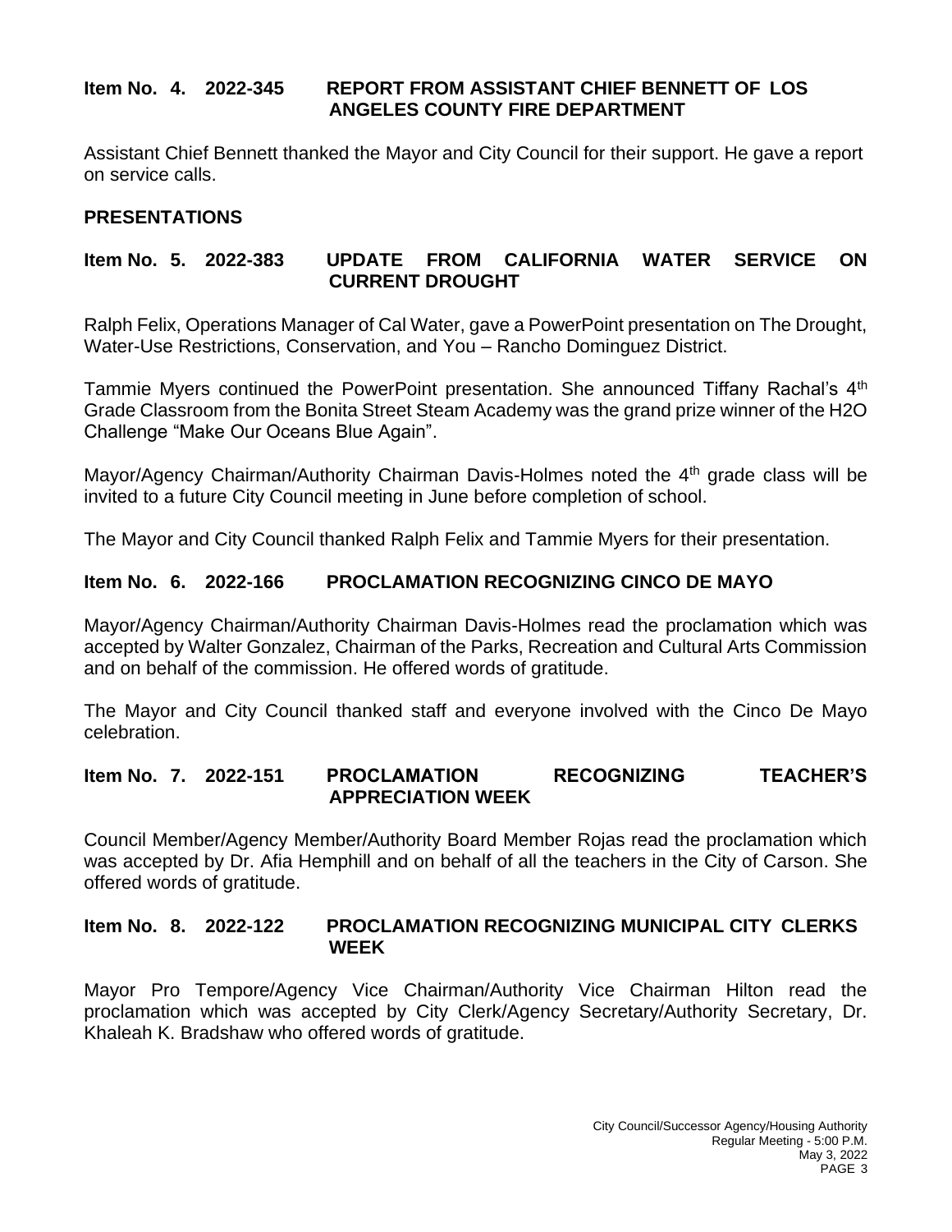**Item No. 4. 2022-345 REPORT FROM ASSISTANT CHIEF BENNETT OF LOS ANGELES COUNTY FIRE DEPARTMENT**

Assistant Chief Bennett thanked the Mayor and City Council for their support. He gave a report on service calls.

## PRESENTATIONS

**Item No. 5. 2022-383 UPDATE FROM CALIFORNIA WATER SERVICE ON CURRENT DROUGHT**

Ralph Felix, Operations Manager of Cal Water, gave a PowerPoint presentation on The Drought, Water-Use Restrictions, Conservation, and You – Rancho Dominguez District.

Tammie Myers continued the PowerPoint presentation. She announced Tiffany Rachal's 4th Grade Classroom from the Bonita Street Steam Academy was the grand prize winner of the H2O Challenge "Make Our Oceans Blue Again".

Mayor/Agency Chairman/Authority Chairman Davis-Holmes noted the 4th grade class will be invited to a future City Council meeting in June before completion of school.

The Mayor and City Council thanked Ralph Felix and Tammie Myers for their presentation.

**Item No. 6. 2022-166 PROCLAMATION RECOGNIZING CINCO DE MAYO**

Mayor/Agency Chairman/Authority Chairman Davis-Holmes read the proclamation which was accepted by Walter Gonzalez, Chairman of the Parks, Recreation and Cultural Arts Commission and on behalf of the commission. He offered words of gratitude.

The Mayor and City Council thanked staff and everyone involved with the Cinco De Mayo celebration.

**Item No. 7. 2022-151 PROCLAMATION RECOGNIZING TEACHER'S APPRECIATION WEEK**

Council Member/Agency Member/Authority Board Member Rojas read the proclamation which was accepted by Dr. Afia Hemphill and on behalf of all the teachers in the City of Carson. She offered words of gratitude.

**Item No. 8. 2022-122 PROCLAMATION RECOGNIZING MUNICIPAL CITY CLERKS WEEK**

Mayor Pro Tempore/Agency Vice Chairman/Authority Vice Chairman Hilton read the proclamation which was accepted by City Clerk/Agency Secretary/Authority Secretary, Dr. Khaleah K. Bradshaw who offered words of gratitude.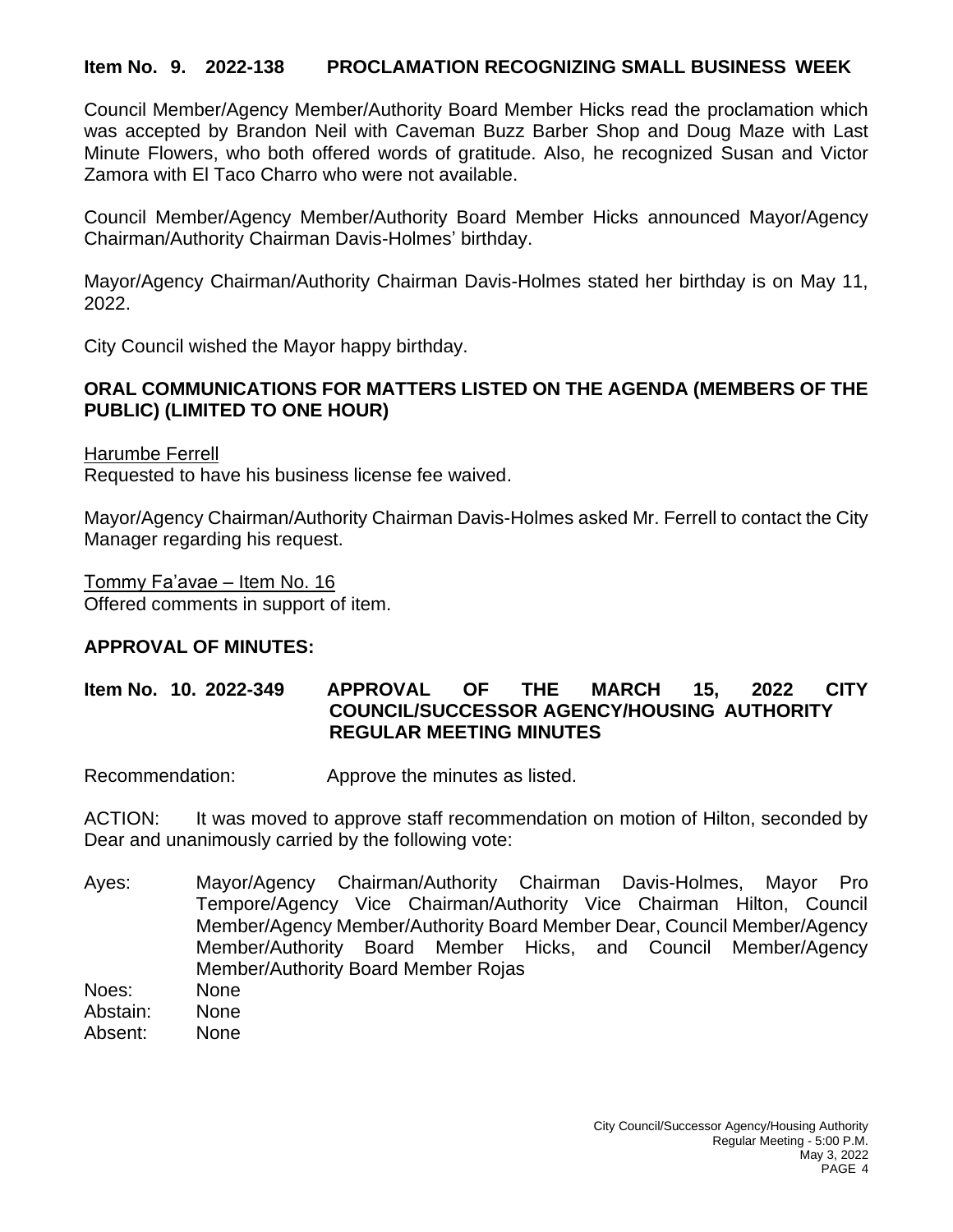**Item No. 9. 2022-138 PROCLAMATION RECOGNIZING SMALL BUSINESS WEEK**

Council Member/Agency Member/Authority Board Member Hicks read the proclamation which was accepted by Brandon Neil with Caveman Buzz Barber Shop and Doug Maze with Last Minute Flowers, who both offered words of gratitude. Also, he recognized Susan and Victor Zamora with El Taco Charro who were not available.

Council Member/Agency Member/Authority Board Member Hicks announced Mayor/Agency Chairman/Authority Chairman Davis-Holmes' birthday.

Mayor/Agency Chairman/Authority Chairman Davis-Holmes stated her birthday is on May 11, 2022.

City Council wished the Mayor happy birthday.

**ORAL COMMUNICATIONS FOR MATTERS LISTED ON THE AGENDA (MEMBERS OF THE PUBLIC) (LIMITED TO ONE HOUR)**

Harumbe Ferrell
Requested to have his business license fee waived.

Mayor/Agency Chairman/Authority Chairman Davis-Holmes asked Mr. Ferrell to contact the City Manager regarding his request.

Tommy Fa'avae – Item No. 16
Offered comments in support of item.

**APPROVAL OF MINUTES:**

**Item No. 10. 2022-349 APPROVAL OF THE MARCH 15, 2022 CITY COUNCIL/SUCCESSOR AGENCY/HOUSING AUTHORITY REGULAR MEETING MINUTES**

Recommendation: Approve the minutes as listed.

ACTION: It was moved to approve staff recommendation on motion of Hilton, seconded by Dear and unanimously carried by the following vote:

Ayes: Mayor/Agency Chairman/Authority Chairman Davis-Holmes, Mayor Pro Tempore/Agency Vice Chairman/Authority Vice Chairman Hilton, Council Member/Agency Member/Authority Board Member Dear, Council Member/Agency Member/Authority Board Member Hicks, and Council Member/Agency Member/Authority Board Member Rojas
Noes: None
Abstain: None
Absent: None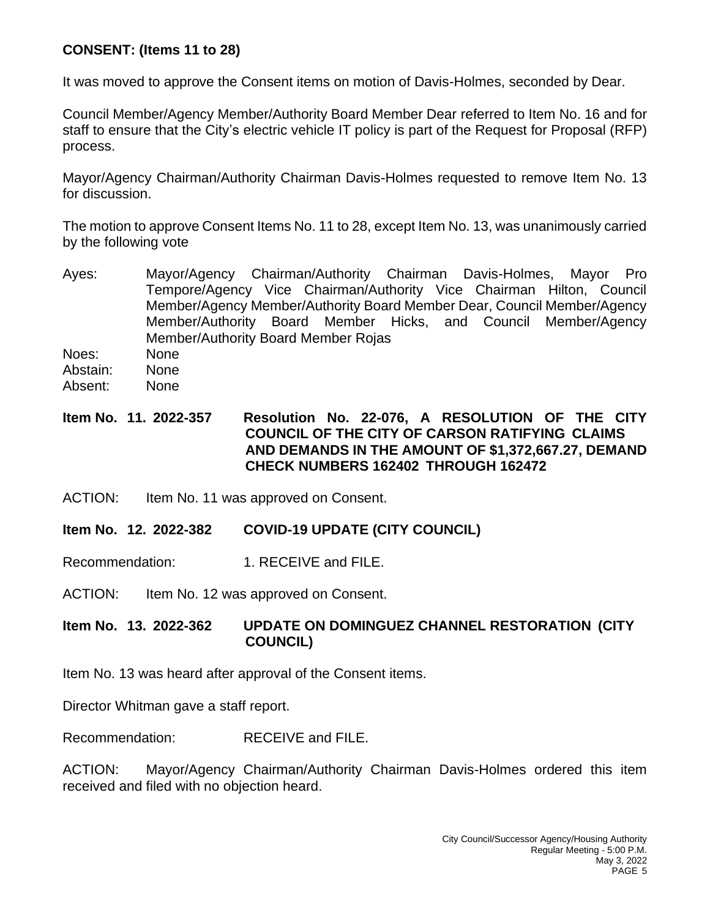**CONSENT: (Items 11 to 28)**

It was moved to approve the Consent items on motion of Davis-Holmes, seconded by Dear.

Council Member/Agency Member/Authority Board Member Dear referred to Item No. 16 and for staff to ensure that the City's electric vehicle IT policy is part of the Request for Proposal (RFP) process.

Mayor/Agency Chairman/Authority Chairman Davis-Holmes requested to remove Item No. 13 for discussion.

The motion to approve Consent Items No. 11 to 28, except Item No. 13, was unanimously carried by the following vote

Ayes: Mayor/Agency Chairman/Authority Chairman Davis-Holmes, Mayor Pro Tempore/Agency Vice Chairman/Authority Vice Chairman Hilton, Council Member/Agency Member/Authority Board Member Dear, Council Member/Agency Member/Authority Board Member Hicks, and Council Member/Agency Member/Authority Board Member Rojas
Noes: None
Abstain: None
Absent: None

**Item No. 11. 2022-357 Resolution No. 22-076, A RESOLUTION OF THE CITY COUNCIL OF THE CITY OF CARSON RATIFYING CLAIMS AND DEMANDS IN THE AMOUNT OF $1,372,667.27, DEMAND CHECK NUMBERS 162402 THROUGH 162472**

ACTION: Item No. 11 was approved on Consent.

**Item No. 12. 2022-382 COVID-19 UPDATE (CITY COUNCIL)**

Recommendation: 1. RECEIVE and FILE.

ACTION: Item No. 12 was approved on Consent.

**Item No. 13. 2022-362 UPDATE ON DOMINGUEZ CHANNEL RESTORATION (CITY COUNCIL)**

Item No. 13 was heard after approval of the Consent items.

Director Whitman gave a staff report.

Recommendation: RECEIVE and FILE.

ACTION: Mayor/Agency Chairman/Authority Chairman Davis-Holmes ordered this item received and filed with no objection heard.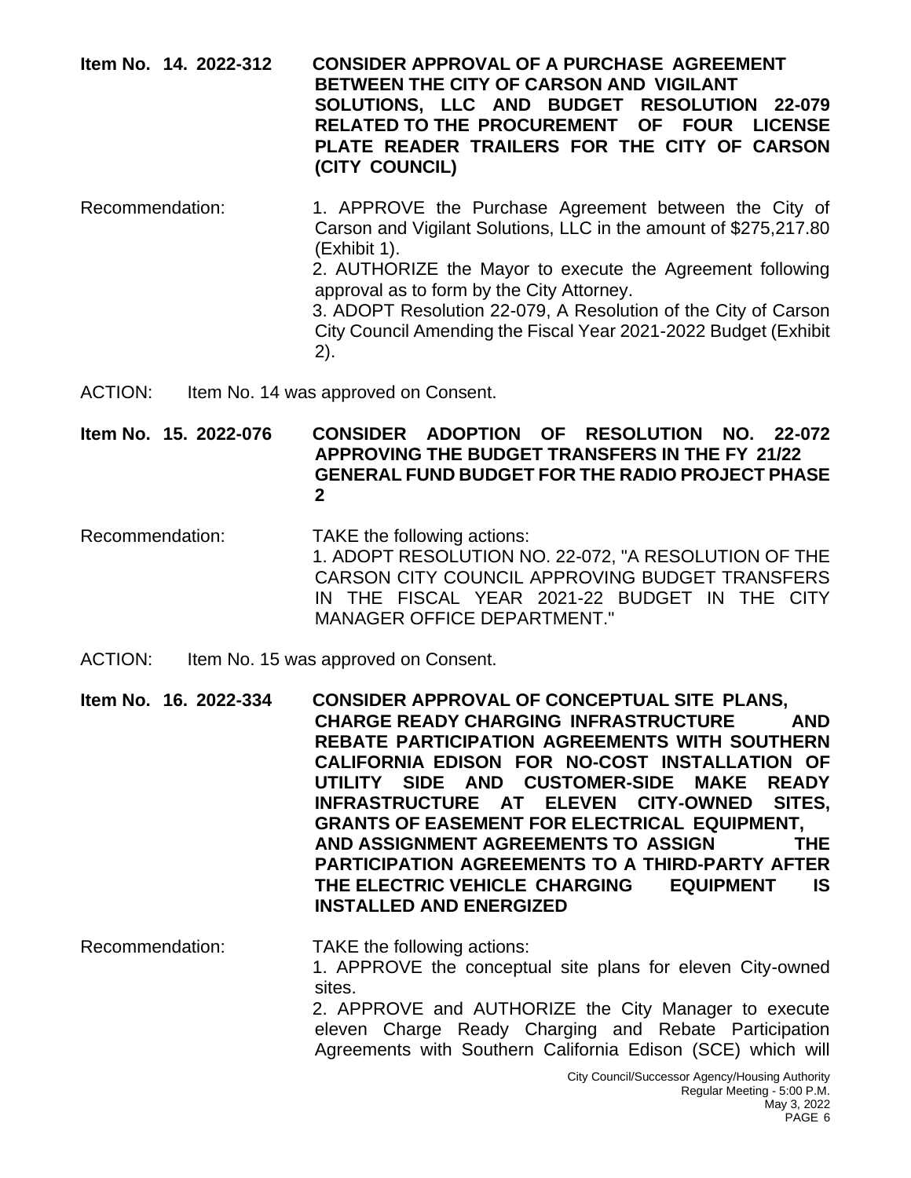**Item No. 14. 2022-312 CONSIDER APPROVAL OF A PURCHASE AGREEMENT BETWEEN THE CITY OF CARSON AND VIGILANT SOLUTIONS, LLC AND BUDGET RESOLUTION 22-079 RELATED TO THE PROCUREMENT OF FOUR LICENSE PLATE READER TRAILERS FOR THE CITY OF CARSON (CITY COUNCIL)**

Recommendation: 1. APPROVE the Purchase Agreement between the City of Carson and Vigilant Solutions, LLC in the amount of $275,217.80 (Exhibit 1).
2. AUTHORIZE the Mayor to execute the Agreement following approval as to form by the City Attorney.
3. ADOPT Resolution 22-079, A Resolution of the City of Carson City Council Amending the Fiscal Year 2021-2022 Budget (Exhibit 2).

ACTION: Item No. 14 was approved on Consent.

**Item No. 15. 2022-076 CONSIDER ADOPTION OF RESOLUTION NO. 22-072 APPROVING THE BUDGET TRANSFERS IN THE FY 21/22 GENERAL FUND BUDGET FOR THE RADIO PROJECT PHASE 2**

Recommendation: TAKE the following actions:
1. ADOPT RESOLUTION NO. 22-072, "A RESOLUTION OF THE CARSON CITY COUNCIL APPROVING BUDGET TRANSFERS IN THE FISCAL YEAR 2021-22 BUDGET IN THE CITY MANAGER OFFICE DEPARTMENT."

ACTION: Item No. 15 was approved on Consent.

**Item No. 16. 2022-334 CONSIDER APPROVAL OF CONCEPTUAL SITE PLANS, CHARGE READY CHARGING INFRASTRUCTURE AND REBATE PARTICIPATION AGREEMENTS WITH SOUTHERN CALIFORNIA EDISON FOR NO-COST INSTALLATION OF UTILITY SIDE AND CUSTOMER-SIDE MAKE READY INFRASTRUCTURE AT ELEVEN CITY-OWNED SITES, GRANTS OF EASEMENT FOR ELECTRICAL EQUIPMENT, AND ASSIGNMENT AGREEMENTS TO ASSIGN THE PARTICIPATION AGREEMENTS TO A THIRD-PARTY AFTER THE ELECTRIC VEHICLE CHARGING EQUIPMENT IS INSTALLED AND ENERGIZED**

Recommendation: TAKE the following actions:
1. APPROVE the conceptual site plans for eleven City-owned sites.
2. APPROVE and AUTHORIZE the City Manager to execute eleven Charge Ready Charging and Rebate Participation Agreements with Southern California Edison (SCE) which will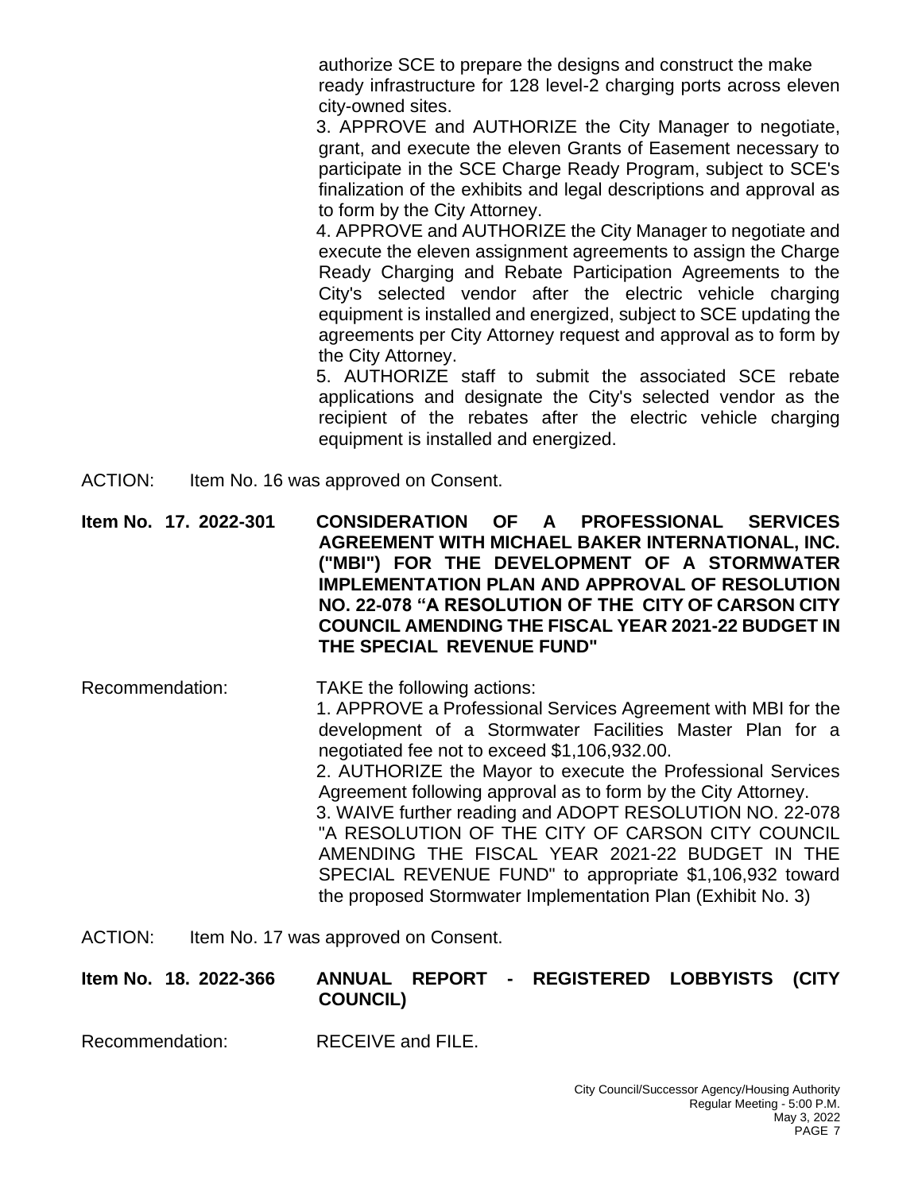authorize SCE to prepare the designs and construct the make ready infrastructure for 128 level-2 charging ports across eleven city-owned sites.

3. APPROVE and AUTHORIZE the City Manager to negotiate, grant, and execute the eleven Grants of Easement necessary to participate in the SCE Charge Ready Program, subject to SCE's finalization of the exhibits and legal descriptions and approval as to form by the City Attorney.

4. APPROVE and AUTHORIZE the City Manager to negotiate and execute the eleven assignment agreements to assign the Charge Ready Charging and Rebate Participation Agreements to the City's selected vendor after the electric vehicle charging equipment is installed and energized, subject to SCE updating the agreements per City Attorney request and approval as to form by the City Attorney.

5. AUTHORIZE staff to submit the associated SCE rebate applications and designate the City's selected vendor as the recipient of the rebates after the electric vehicle charging equipment is installed and energized.

ACTION: Item No. 16 was approved on Consent.

**Item No. 17. 2022-301 CONSIDERATION OF A PROFESSIONAL SERVICES AGREEMENT WITH MICHAEL BAKER INTERNATIONAL, INC. ("MBI") FOR THE DEVELOPMENT OF A STORMWATER IMPLEMENTATION PLAN AND APPROVAL OF RESOLUTION NO. 22-078 "A RESOLUTION OF THE CITY OF CARSON CITY COUNCIL AMENDING THE FISCAL YEAR 2021-22 BUDGET IN THE SPECIAL REVENUE FUND"**

Recommendation: TAKE the following actions:

1. APPROVE a Professional Services Agreement with MBI for the development of a Stormwater Facilities Master Plan for a negotiated fee not to exceed $1,106,932.00.

2. AUTHORIZE the Mayor to execute the Professional Services Agreement following approval as to form by the City Attorney.

3. WAIVE further reading and ADOPT RESOLUTION NO. 22-078 "A RESOLUTION OF THE CITY OF CARSON CITY COUNCIL AMENDING THE FISCAL YEAR 2021-22 BUDGET IN THE SPECIAL REVENUE FUND" to appropriate $1,106,932 toward the proposed Stormwater Implementation Plan (Exhibit No. 3)

ACTION: Item No. 17 was approved on Consent.

**Item No. 18. 2022-366 ANNUAL REPORT - REGISTERED LOBBYISTS (CITY COUNCIL)**

Recommendation: RECEIVE and FILE.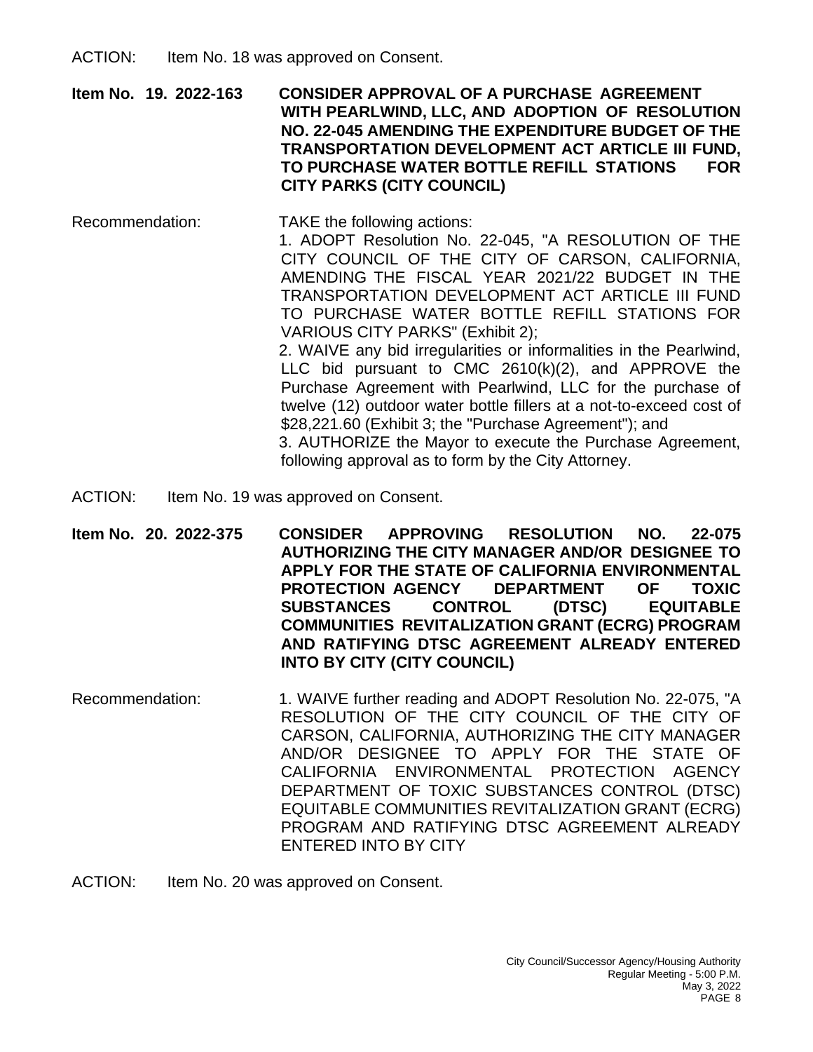ACTION: Item No. 18 was approved on Consent.

**Item No. 19. 2022-163 CONSIDER APPROVAL OF A PURCHASE AGREEMENT WITH PEARLWIND, LLC, AND ADOPTION OF RESOLUTION NO. 22-045 AMENDING THE EXPENDITURE BUDGET OF THE TRANSPORTATION DEVELOPMENT ACT ARTICLE III FUND, TO PURCHASE WATER BOTTLE REFILL STATIONS FOR CITY PARKS (CITY COUNCIL)**

Recommendation: TAKE the following actions:

1. ADOPT Resolution No. 22-045, "A RESOLUTION OF THE CITY COUNCIL OF THE CITY OF CARSON, CALIFORNIA, AMENDING THE FISCAL YEAR 2021/22 BUDGET IN THE TRANSPORTATION DEVELOPMENT ACT ARTICLE III FUND TO PURCHASE WATER BOTTLE REFILL STATIONS FOR VARIOUS CITY PARKS" (Exhibit 2);
2. WAIVE any bid irregularities or informalities in the Pearlwind, LLC bid pursuant to CMC 2610(k)(2), and APPROVE the Purchase Agreement with Pearlwind, LLC for the purchase of twelve (12) outdoor water bottle fillers at a not-to-exceed cost of $28,221.60 (Exhibit 3; the "Purchase Agreement"); and
3. AUTHORIZE the Mayor to execute the Purchase Agreement, following approval as to form by the City Attorney.

ACTION: Item No. 19 was approved on Consent.

**Item No. 20. 2022-375 CONSIDER APPROVING RESOLUTION NO. 22-075 AUTHORIZING THE CITY MANAGER AND/OR DESIGNEE TO APPLY FOR THE STATE OF CALIFORNIA ENVIRONMENTAL PROTECTION AGENCY DEPARTMENT OF TOXIC SUBSTANCES CONTROL (DTSC) EQUITABLE COMMUNITIES REVITALIZATION GRANT (ECRG) PROGRAM AND RATIFYING DTSC AGREEMENT ALREADY ENTERED INTO BY CITY (CITY COUNCIL)**

Recommendation: 1. WAIVE further reading and ADOPT Resolution No. 22-075, "A RESOLUTION OF THE CITY COUNCIL OF THE CITY OF CARSON, CALIFORNIA, AUTHORIZING THE CITY MANAGER AND/OR DESIGNEE TO APPLY FOR THE STATE OF CALIFORNIA ENVIRONMENTAL PROTECTION AGENCY DEPARTMENT OF TOXIC SUBSTANCES CONTROL (DTSC) EQUITABLE COMMUNITIES REVITALIZATION GRANT (ECRG) PROGRAM AND RATIFYING DTSC AGREEMENT ALREADY ENTERED INTO BY CITY

ACTION: Item No. 20 was approved on Consent.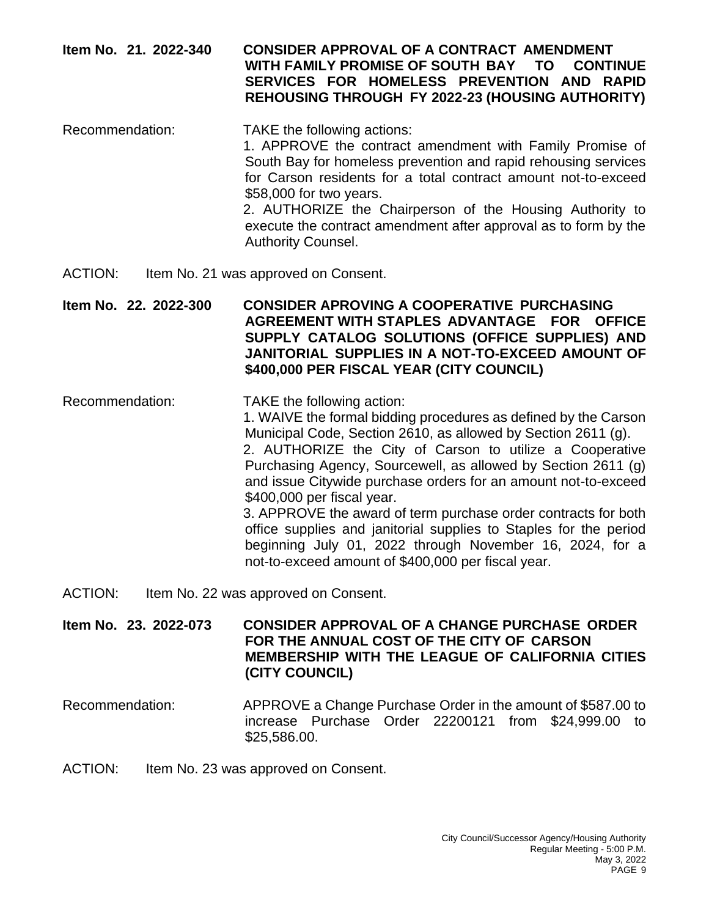**Item No. 21. 2022-340 CONSIDER APPROVAL OF A CONTRACT AMENDMENT WITH FAMILY PROMISE OF SOUTH BAY TO CONTINUE SERVICES FOR HOMELESS PREVENTION AND RAPID REHOUSING THROUGH FY 2022-23 (HOUSING AUTHORITY)**

Recommendation: TAKE the following actions:

1. APPROVE the contract amendment with Family Promise of South Bay for homeless prevention and rapid rehousing services for Carson residents for a total contract amount not-to-exceed $58,000 for two years.
2. AUTHORIZE the Chairperson of the Housing Authority to execute the contract amendment after approval as to form by the Authority Counsel.

ACTION: Item No. 21 was approved on Consent.

**Item No. 22. 2022-300 CONSIDER APROVING A COOPERATIVE PURCHASING AGREEMENT WITH STAPLES ADVANTAGE FOR OFFICE SUPPLY CATALOG SOLUTIONS (OFFICE SUPPLIES) AND JANITORIAL SUPPLIES IN A NOT-TO-EXCEED AMOUNT OF $400,000 PER FISCAL YEAR (CITY COUNCIL)**

Recommendation: TAKE the following action:

1. WAIVE the formal bidding procedures as defined by the Carson Municipal Code, Section 2610, as allowed by Section 2611 (g).
2. AUTHORIZE the City of Carson to utilize a Cooperative Purchasing Agency, Sourcewell, as allowed by Section 2611 (g) and issue Citywide purchase orders for an amount not-to-exceed $400,000 per fiscal year.
3. APPROVE the award of term purchase order contracts for both office supplies and janitorial supplies to Staples for the period beginning July 01, 2022 through November 16, 2024, for a not-to-exceed amount of $400,000 per fiscal year.

ACTION: Item No. 22 was approved on Consent.

**Item No. 23. 2022-073 CONSIDER APPROVAL OF A CHANGE PURCHASE ORDER FOR THE ANNUAL COST OF THE CITY OF CARSON MEMBERSHIP WITH THE LEAGUE OF CALIFORNIA CITIES (CITY COUNCIL)**

Recommendation: APPROVE a Change Purchase Order in the amount of $587.00 to increase Purchase Order 22200121 from $24,999.00 to $25,586.00.

ACTION: Item No. 23 was approved on Consent.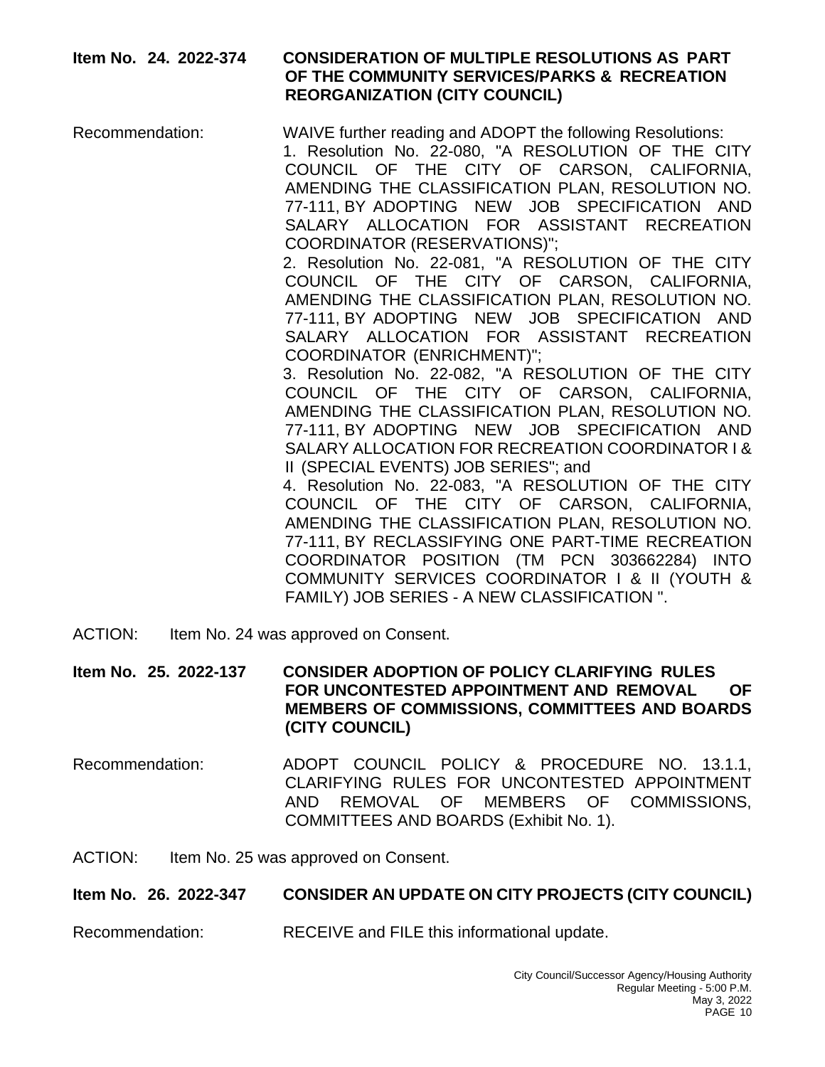**Item No. 24. 2022-374 CONSIDERATION OF MULTIPLE RESOLUTIONS AS PART OF THE COMMUNITY SERVICES/PARKS & RECREATION REORGANIZATION (CITY COUNCIL)**

Recommendation: WAIVE further reading and ADOPT the following Resolutions:

1. Resolution No. 22-080, "A RESOLUTION OF THE CITY COUNCIL OF THE CITY OF CARSON, CALIFORNIA, AMENDING THE CLASSIFICATION PLAN, RESOLUTION NO. 77-111, BY ADOPTING NEW JOB SPECIFICATION AND SALARY ALLOCATION FOR ASSISTANT RECREATION COORDINATOR (RESERVATIONS)";
2. Resolution No. 22-081, "A RESOLUTION OF THE CITY COUNCIL OF THE CITY OF CARSON, CALIFORNIA, AMENDING THE CLASSIFICATION PLAN, RESOLUTION NO. 77-111, BY ADOPTING NEW JOB SPECIFICATION AND SALARY ALLOCATION FOR ASSISTANT RECREATION COORDINATOR (ENRICHMENT)";
3. Resolution No. 22-082, "A RESOLUTION OF THE CITY COUNCIL OF THE CITY OF CARSON, CALIFORNIA, AMENDING THE CLASSIFICATION PLAN, RESOLUTION NO. 77-111, BY ADOPTING NEW JOB SPECIFICATION AND SALARY ALLOCATION FOR RECREATION COORDINATOR I & II (SPECIAL EVENTS) JOB SERIES"; and
4. Resolution No. 22-083, "A RESOLUTION OF THE CITY COUNCIL OF THE CITY OF CARSON, CALIFORNIA, AMENDING THE CLASSIFICATION PLAN, RESOLUTION NO. 77-111, BY RECLASSIFYING ONE PART-TIME RECREATION COORDINATOR POSITION (TM PCN 303662284) INTO COMMUNITY SERVICES COORDINATOR I & II (YOUTH & FAMILY) JOB SERIES - A NEW CLASSIFICATION ".

ACTION: Item No. 24 was approved on Consent.

**Item No. 25. 2022-137 CONSIDER ADOPTION OF POLICY CLARIFYING RULES FOR UNCONTESTED APPOINTMENT AND REMOVAL OF MEMBERS OF COMMISSIONS, COMMITTEES AND BOARDS (CITY COUNCIL)**

Recommendation: ADOPT COUNCIL POLICY & PROCEDURE NO. 13.1.1, CLARIFYING RULES FOR UNCONTESTED APPOINTMENT AND REMOVAL OF MEMBERS OF COMMISSIONS, COMMITTEES AND BOARDS (Exhibit No. 1).

ACTION: Item No. 25 was approved on Consent.

**Item No. 26. 2022-347 CONSIDER AN UPDATE ON CITY PROJECTS (CITY COUNCIL)**

Recommendation: RECEIVE and FILE this informational update.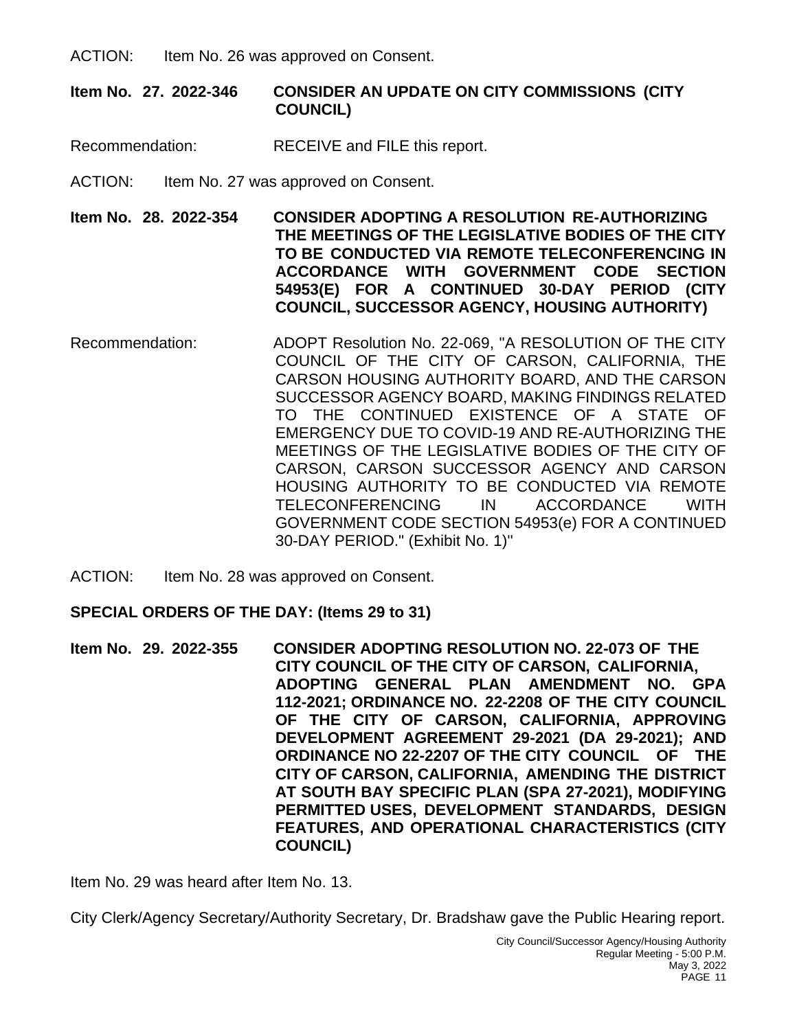ACTION: Item No. 26 was approved on Consent.

**Item No. 27. 2022-346 CONSIDER AN UPDATE ON CITY COMMISSIONS (CITY COUNCIL)**

Recommendation: RECEIVE and FILE this report.

ACTION: Item No. 27 was approved on Consent.

**Item No. 28. 2022-354 CONSIDER ADOPTING A RESOLUTION RE-AUTHORIZING THE MEETINGS OF THE LEGISLATIVE BODIES OF THE CITY TO BE CONDUCTED VIA REMOTE TELECONFERENCING IN ACCORDANCE WITH GOVERNMENT CODE SECTION 54953(E) FOR A CONTINUED 30-DAY PERIOD (CITY COUNCIL, SUCCESSOR AGENCY, HOUSING AUTHORITY)**

Recommendation: ADOPT Resolution No. 22-069, "A RESOLUTION OF THE CITY COUNCIL OF THE CITY OF CARSON, CALIFORNIA, THE CARSON HOUSING AUTHORITY BOARD, AND THE CARSON SUCCESSOR AGENCY BOARD, MAKING FINDINGS RELATED TO THE CONTINUED EXISTENCE OF A STATE OF EMERGENCY DUE TO COVID-19 AND RE-AUTHORIZING THE MEETINGS OF THE LEGISLATIVE BODIES OF THE CITY OF CARSON, CARSON SUCCESSOR AGENCY AND CARSON HOUSING AUTHORITY TO BE CONDUCTED VIA REMOTE TELECONFERENCING IN ACCORDANCE WITH GOVERNMENT CODE SECTION 54953(e) FOR A CONTINUED 30-DAY PERIOD." (Exhibit No. 1)"

ACTION: Item No. 28 was approved on Consent.

**SPECIAL ORDERS OF THE DAY: (Items 29 to 31)**

**Item No. 29. 2022-355 CONSIDER ADOPTING RESOLUTION NO. 22-073 OF THE CITY COUNCIL OF THE CITY OF CARSON, CALIFORNIA, ADOPTING GENERAL PLAN AMENDMENT NO. GPA 112-2021; ORDINANCE NO. 22-2208 OF THE CITY COUNCIL OF THE CITY OF CARSON, CALIFORNIA, APPROVING DEVELOPMENT AGREEMENT 29-2021 (DA 29-2021); AND ORDINANCE NO 22-2207 OF THE CITY COUNCIL OF THE CITY OF CARSON, CALIFORNIA, AMENDING THE DISTRICT AT SOUTH BAY SPECIFIC PLAN (SPA 27-2021), MODIFYING PERMITTED USES, DEVELOPMENT STANDARDS, DESIGN FEATURES, AND OPERATIONAL CHARACTERISTICS (CITY COUNCIL)**

Item No. 29 was heard after Item No. 13.

City Clerk/Agency Secretary/Authority Secretary, Dr. Bradshaw gave the Public Hearing report.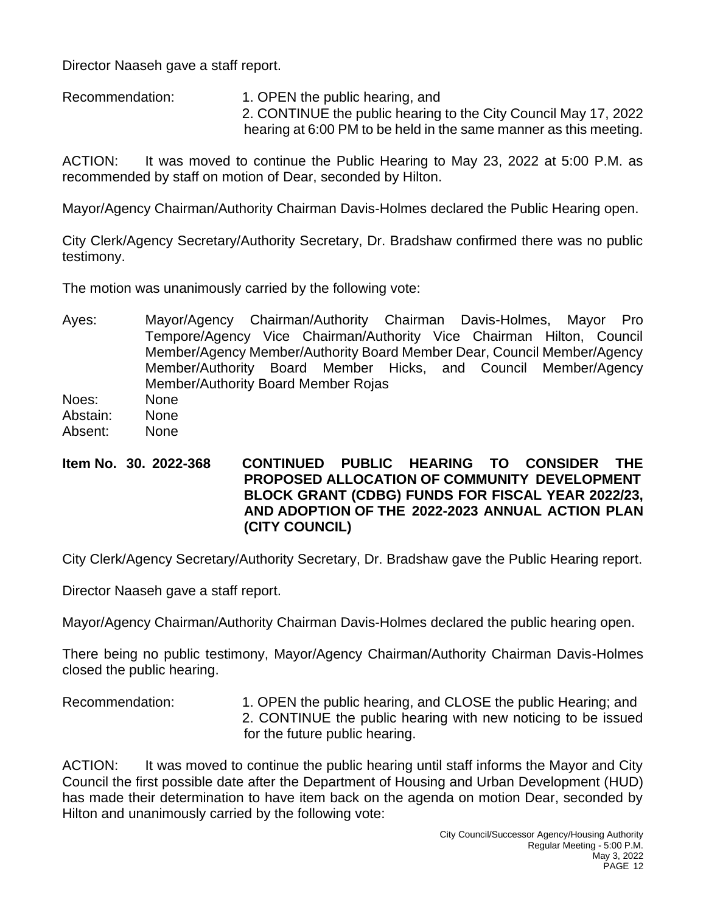Director Naaseh gave a staff report.

Recommendation: 1. OPEN the public hearing, and
2. CONTINUE the public hearing to the City Council May 17, 2022 hearing at 6:00 PM to be held in the same manner as this meeting.

ACTION: It was moved to continue the Public Hearing to May 23, 2022 at 5:00 P.M. as recommended by staff on motion of Dear, seconded by Hilton.

Mayor/Agency Chairman/Authority Chairman Davis-Holmes declared the Public Hearing open.

City Clerk/Agency Secretary/Authority Secretary, Dr. Bradshaw confirmed there was no public testimony.

The motion was unanimously carried by the following vote:

Ayes: Mayor/Agency Chairman/Authority Chairman Davis-Holmes, Mayor Pro Tempore/Agency Vice Chairman/Authority Vice Chairman Hilton, Council Member/Agency Member/Authority Board Member Dear, Council Member/Agency Member/Authority Board Member Hicks, and Council Member/Agency Member/Authority Board Member Rojas
Noes: None
Abstain: None
Absent: None

**Item No. 30. 2022-368 CONTINUED PUBLIC HEARING TO CONSIDER THE PROPOSED ALLOCATION OF COMMUNITY DEVELOPMENT BLOCK GRANT (CDBG) FUNDS FOR FISCAL YEAR 2022/23, AND ADOPTION OF THE 2022-2023 ANNUAL ACTION PLAN (CITY COUNCIL)**

City Clerk/Agency Secretary/Authority Secretary, Dr. Bradshaw gave the Public Hearing report.

Director Naaseh gave a staff report.

Mayor/Agency Chairman/Authority Chairman Davis-Holmes declared the public hearing open.

There being no public testimony, Mayor/Agency Chairman/Authority Chairman Davis-Holmes closed the public hearing.

Recommendation: 1. OPEN the public hearing, and CLOSE the public Hearing; and
2. CONTINUE the public hearing with new noticing to be issued for the future public hearing.

ACTION: It was moved to continue the public hearing until staff informs the Mayor and City Council the first possible date after the Department of Housing and Urban Development (HUD) has made their determination to have item back on the agenda on motion Dear, seconded by Hilton and unanimously carried by the following vote: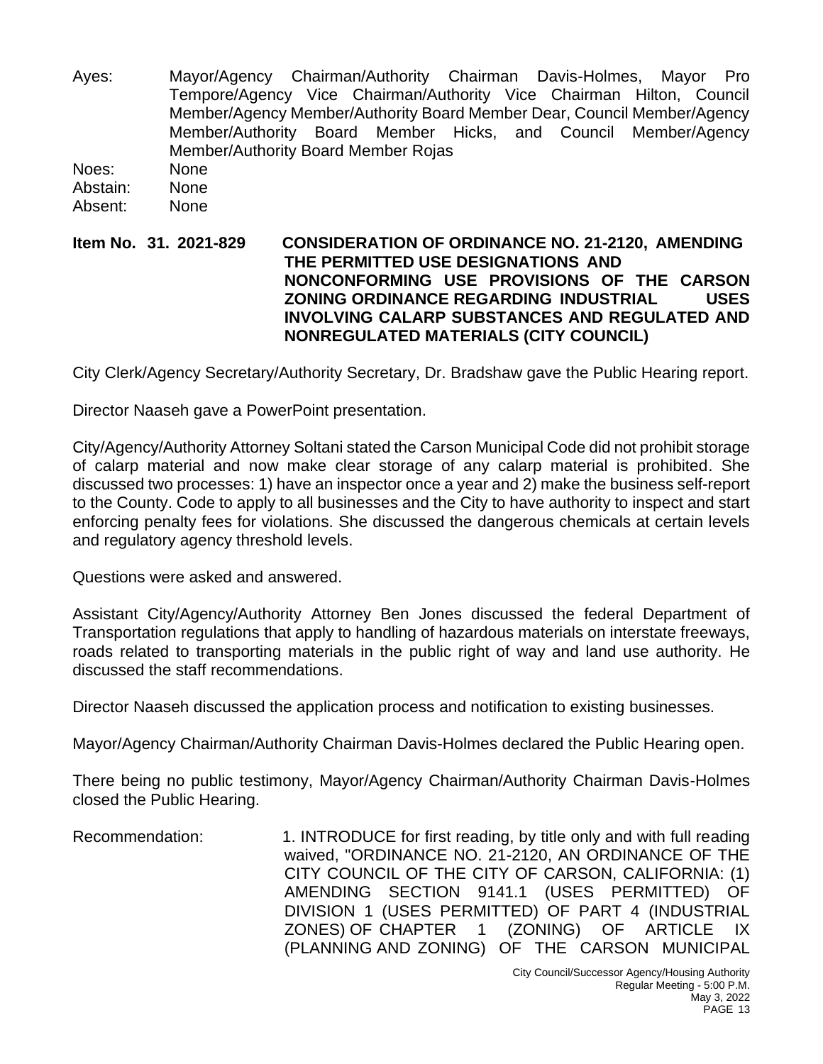Ayes: Mayor/Agency Chairman/Authority Chairman Davis-Holmes, Mayor Pro Tempore/Agency Vice Chairman/Authority Vice Chairman Hilton, Council Member/Agency Member/Authority Board Member Dear, Council Member/Agency Member/Authority Board Member Hicks, and Council Member/Agency Member/Authority Board Member Rojas

Noes: None

Abstain: None

Absent: None

**Item No. 31. 2021-829 CONSIDERATION OF ORDINANCE NO. 21-2120, AMENDING THE PERMITTED USE DESIGNATIONS AND NONCONFORMING USE PROVISIONS OF THE CARSON ZONING ORDINANCE REGARDING INDUSTRIAL USES INVOLVING CALARP SUBSTANCES AND REGULATED AND NONREGULATED MATERIALS (CITY COUNCIL)**

City Clerk/Agency Secretary/Authority Secretary, Dr. Bradshaw gave the Public Hearing report.

Director Naaseh gave a PowerPoint presentation.

City/Agency/Authority Attorney Soltani stated the Carson Municipal Code did not prohibit storage of calarp material and now make clear storage of any calarp material is prohibited. She discussed two processes: 1) have an inspector once a year and 2) make the business self-report to the County. Code to apply to all businesses and the City to have authority to inspect and start enforcing penalty fees for violations. She discussed the dangerous chemicals at certain levels and regulatory agency threshold levels.

Questions were asked and answered.

Assistant City/Agency/Authority Attorney Ben Jones discussed the federal Department of Transportation regulations that apply to handling of hazardous materials on interstate freeways, roads related to transporting materials in the public right of way and land use authority. He discussed the staff recommendations.

Director Naaseh discussed the application process and notification to existing businesses.

Mayor/Agency Chairman/Authority Chairman Davis-Holmes declared the Public Hearing open.

There being no public testimony, Mayor/Agency Chairman/Authority Chairman Davis-Holmes closed the Public Hearing.

Recommendation: 1. INTRODUCE for first reading, by title only and with full reading waived, "ORDINANCE NO. 21-2120, AN ORDINANCE OF THE CITY COUNCIL OF THE CITY OF CARSON, CALIFORNIA: (1) AMENDING SECTION 9141.1 (USES PERMITTED) OF DIVISION 1 (USES PERMITTED) OF PART 4 (INDUSTRIAL ZONES) OF CHAPTER 1 (ZONING) OF ARTICLE IX (PLANNING AND ZONING) OF THE CARSON MUNICIPAL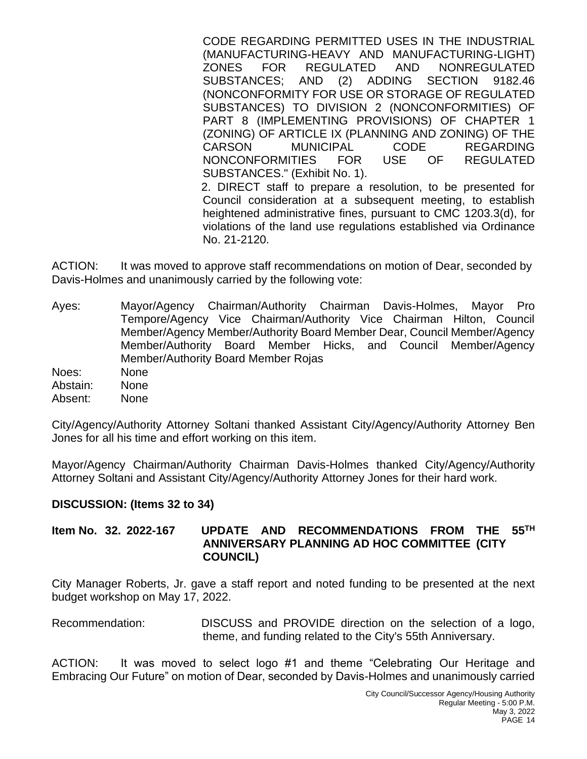CODE REGARDING PERMITTED USES IN THE INDUSTRIAL (MANUFACTURING-HEAVY AND MANUFACTURING-LIGHT) ZONES FOR REGULATED AND NONREGULATED SUBSTANCES; AND (2) ADDING SECTION 9182.46 (NONCONFORMITY FOR USE OR STORAGE OF REGULATED SUBSTANCES) TO DIVISION 2 (NONCONFORMITIES) OF PART 8 (IMPLEMENTING PROVISIONS) OF CHAPTER 1 (ZONING) OF ARTICLE IX (PLANNING AND ZONING) OF THE CARSON MUNICIPAL CODE REGARDING NONCONFORMITIES FOR USE OF REGULATED SUBSTANCES." (Exhibit No. 1).

2. DIRECT staff to prepare a resolution, to be presented for Council consideration at a subsequent meeting, to establish heightened administrative fines, pursuant to CMC 1203.3(d), for violations of the land use regulations established via Ordinance No. 21-2120.

ACTION: It was moved to approve staff recommendations on motion of Dear, seconded by Davis-Holmes and unanimously carried by the following vote:

Ayes: Mayor/Agency Chairman/Authority Chairman Davis-Holmes, Mayor Pro Tempore/Agency Vice Chairman/Authority Vice Chairman Hilton, Council Member/Agency Member/Authority Board Member Dear, Council Member/Agency Member/Authority Board Member Hicks, and Council Member/Agency Member/Authority Board Member Rojas
Noes: None
Abstain: None
Absent: None

City/Agency/Authority Attorney Soltani thanked Assistant City/Agency/Authority Attorney Ben Jones for all his time and effort working on this item.

Mayor/Agency Chairman/Authority Chairman Davis-Holmes thanked City/Agency/Authority Attorney Soltani and Assistant City/Agency/Authority Attorney Jones for their hard work.

**DISCUSSION: (Items 32 to 34)**

**Item No. 32. 2022-167 UPDATE AND RECOMMENDATIONS FROM THE 55TH ANNIVERSARY PLANNING AD HOC COMMITTEE (CITY COUNCIL)**

City Manager Roberts, Jr. gave a staff report and noted funding to be presented at the next budget workshop on May 17, 2022.

Recommendation: DISCUSS and PROVIDE direction on the selection of a logo, theme, and funding related to the City's 55th Anniversary.

ACTION: It was moved to select logo #1 and theme "Celebrating Our Heritage and Embracing Our Future" on motion of Dear, seconded by Davis-Holmes and unanimously carried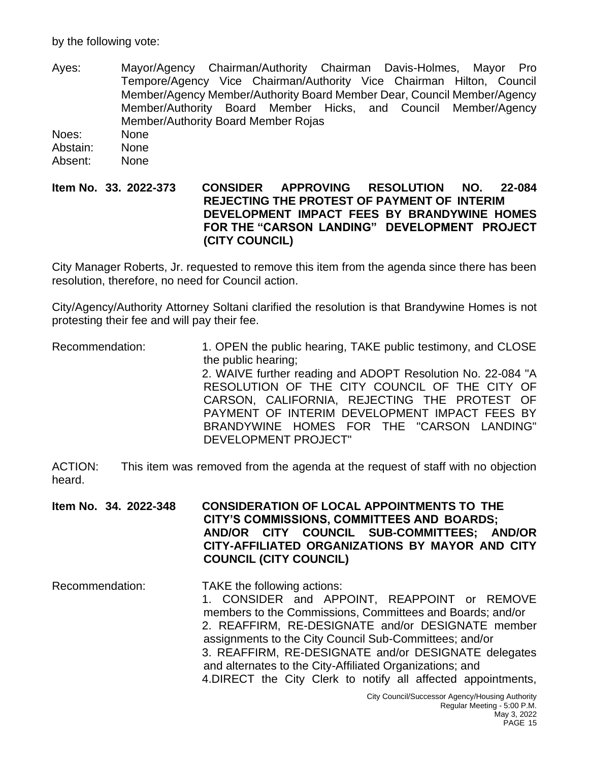by the following vote:

Ayes: Mayor/Agency Chairman/Authority Chairman Davis-Holmes, Mayor Pro Tempore/Agency Vice Chairman/Authority Vice Chairman Hilton, Council Member/Agency Member/Authority Board Member Dear, Council Member/Agency Member/Authority Board Member Hicks, and Council Member/Agency Member/Authority Board Member Rojas
Noes: None
Abstain: None
Absent: None

**Item No. 33. 2022-373 CONSIDER APPROVING RESOLUTION NO. 22-084 REJECTING THE PROTEST OF PAYMENT OF INTERIM DEVELOPMENT IMPACT FEES BY BRANDYWINE HOMES FOR THE "CARSON LANDING" DEVELOPMENT PROJECT (CITY COUNCIL)**

City Manager Roberts, Jr. requested to remove this item from the agenda since there has been resolution, therefore, no need for Council action.

City/Agency/Authority Attorney Soltani clarified the resolution is that Brandywine Homes is not protesting their fee and will pay their fee.

Recommendation: 1. OPEN the public hearing, TAKE public testimony, and CLOSE the public hearing;
2. WAIVE further reading and ADOPT Resolution No. 22-084 "A RESOLUTION OF THE CITY COUNCIL OF THE CITY OF CARSON, CALIFORNIA, REJECTING THE PROTEST OF PAYMENT OF INTERIM DEVELOPMENT IMPACT FEES BY BRANDYWINE HOMES FOR THE "CARSON LANDING" DEVELOPMENT PROJECT"

ACTION: This item was removed from the agenda at the request of staff with no objection heard.

**Item No. 34. 2022-348 CONSIDERATION OF LOCAL APPOINTMENTS TO THE CITY'S COMMISSIONS, COMMITTEES AND BOARDS; AND/OR CITY COUNCIL SUB-COMMITTEES; AND/OR CITY-AFFILIATED ORGANIZATIONS BY MAYOR AND CITY COUNCIL (CITY COUNCIL)**

Recommendation: TAKE the following actions:
1. CONSIDER and APPOINT, REAPPOINT or REMOVE members to the Commissions, Committees and Boards; and/or
2. REAFFIRM, RE-DESIGNATE and/or DESIGNATE member assignments to the City Council Sub-Committees; and/or
3. REAFFIRM, RE-DESIGNATE and/or DESIGNATE delegates and alternates to the City-Affiliated Organizations; and
4.DIRECT the City Clerk to notify all affected appointments,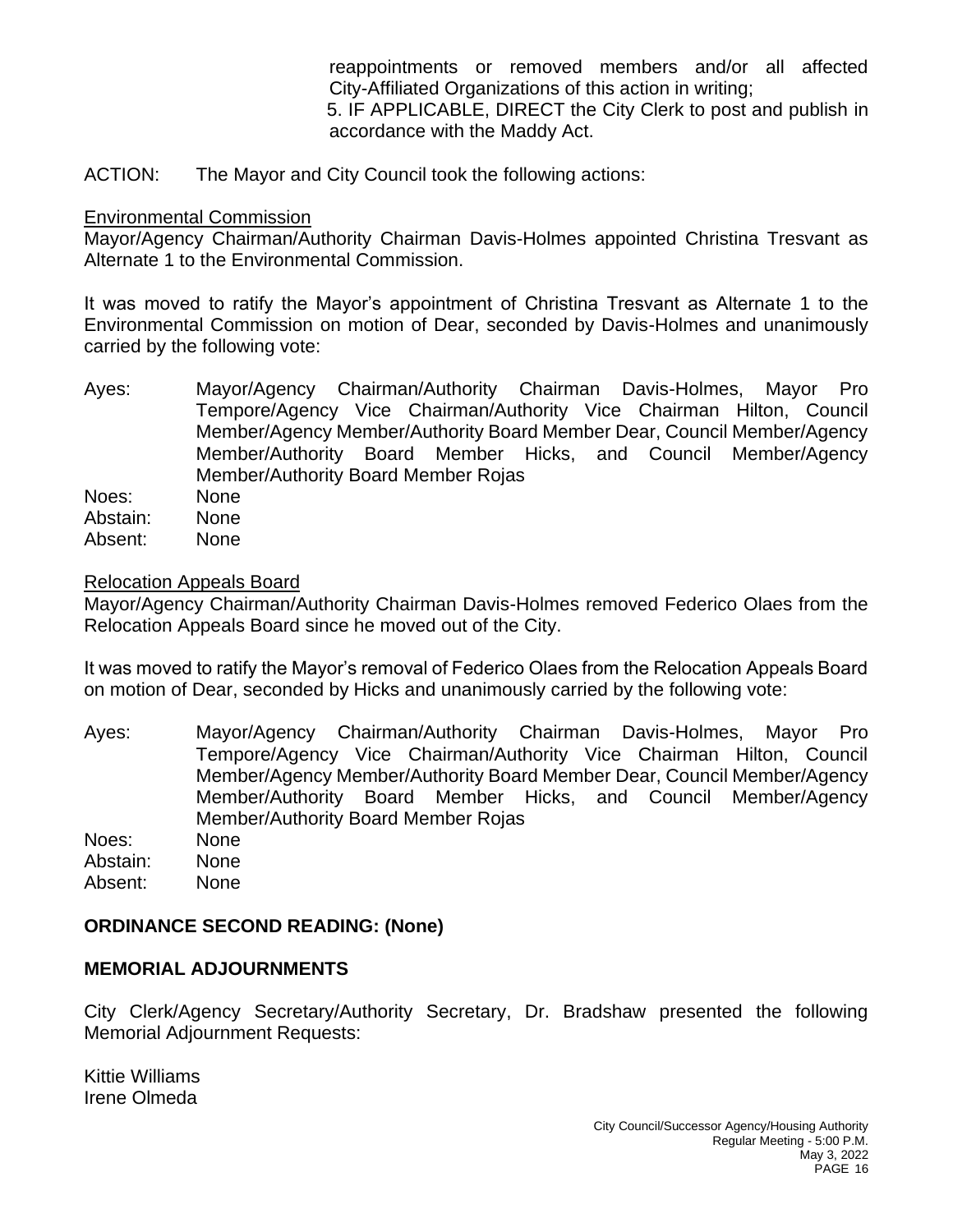reappointments or removed members and/or all affected City-Affiliated Organizations of this action in writing;

5. IF APPLICABLE, DIRECT the City Clerk to post and publish in accordance with the Maddy Act.

ACTION: The Mayor and City Council took the following actions:

Environmental Commission

Mayor/Agency Chairman/Authority Chairman Davis-Holmes appointed Christina Tresvant as Alternate 1 to the Environmental Commission.

It was moved to ratify the Mayor's appointment of Christina Tresvant as Alternate 1 to the Environmental Commission on motion of Dear, seconded by Davis-Holmes and unanimously carried by the following vote:

Ayes: Mayor/Agency Chairman/Authority Chairman Davis-Holmes, Mayor Pro Tempore/Agency Vice Chairman/Authority Vice Chairman Hilton, Council Member/Agency Member/Authority Board Member Dear, Council Member/Agency Member/Authority Board Member Hicks, and Council Member/Agency Member/Authority Board Member Rojas

Noes: None

Abstain: None

Absent: None

Relocation Appeals Board

Mayor/Agency Chairman/Authority Chairman Davis-Holmes removed Federico Olaes from the Relocation Appeals Board since he moved out of the City.

It was moved to ratify the Mayor's removal of Federico Olaes from the Relocation Appeals Board on motion of Dear, seconded by Hicks and unanimously carried by the following vote:

Ayes: Mayor/Agency Chairman/Authority Chairman Davis-Holmes, Mayor Pro Tempore/Agency Vice Chairman/Authority Vice Chairman Hilton, Council Member/Agency Member/Authority Board Member Dear, Council Member/Agency Member/Authority Board Member Hicks, and Council Member/Agency Member/Authority Board Member Rojas

Noes: None

Abstain: None

Absent: None

**ORDINANCE SECOND READING: (None)**

**MEMORIAL ADJOURNMENTS**

City Clerk/Agency Secretary/Authority Secretary, Dr. Bradshaw presented the following Memorial Adjournment Requests:

Kittie Williams
Irene Olmeda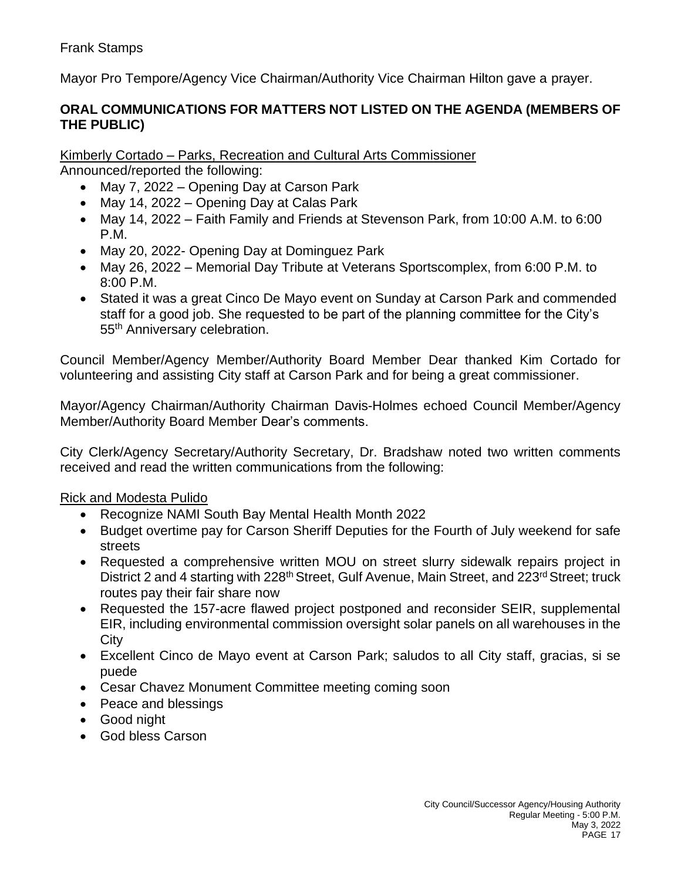Frank Stamps

Mayor Pro Tempore/Agency Vice Chairman/Authority Vice Chairman Hilton gave a prayer.

**ORAL COMMUNICATIONS FOR MATTERS NOT LISTED ON THE AGENDA (MEMBERS OF THE PUBLIC)**

Kimberly Cortado – Parks, Recreation and Cultural Arts Commissioner

Announced/reported the following:

- May 7, 2022 – Opening Day at Carson Park
- May 14, 2022 – Opening Day at Calas Park
- May 14, 2022 – Faith Family and Friends at Stevenson Park, from 10:00 A.M. to 6:00 P.M.
- May 20, 2022- Opening Day at Dominguez Park
- May 26, 2022 – Memorial Day Tribute at Veterans Sportscomplex, from 6:00 P.M. to 8:00 P.M.
- Stated it was a great Cinco De Mayo event on Sunday at Carson Park and commended staff for a good job. She requested to be part of the planning committee for the City's 55th Anniversary celebration.

Council Member/Agency Member/Authority Board Member Dear thanked Kim Cortado for volunteering and assisting City staff at Carson Park and for being a great commissioner.

Mayor/Agency Chairman/Authority Chairman Davis-Holmes echoed Council Member/Agency Member/Authority Board Member Dear's comments.

City Clerk/Agency Secretary/Authority Secretary, Dr. Bradshaw noted two written comments received and read the written communications from the following:

Rick and Modesta Pulido

- Recognize NAMI South Bay Mental Health Month 2022
- Budget overtime pay for Carson Sheriff Deputies for the Fourth of July weekend for safe streets
- Requested a comprehensive written MOU on street slurry sidewalk repairs project in District 2 and 4 starting with 228th Street, Gulf Avenue, Main Street, and 223rd Street; truck routes pay their fair share now
- Requested the 157-acre flawed project postponed and reconsider SEIR, supplemental EIR, including environmental commission oversight solar panels on all warehouses in the City
- Excellent Cinco de Mayo event at Carson Park; saludos to all City staff, gracias, si se puede
- Cesar Chavez Monument Committee meeting coming soon
- Peace and blessings
- Good night
- God bless Carson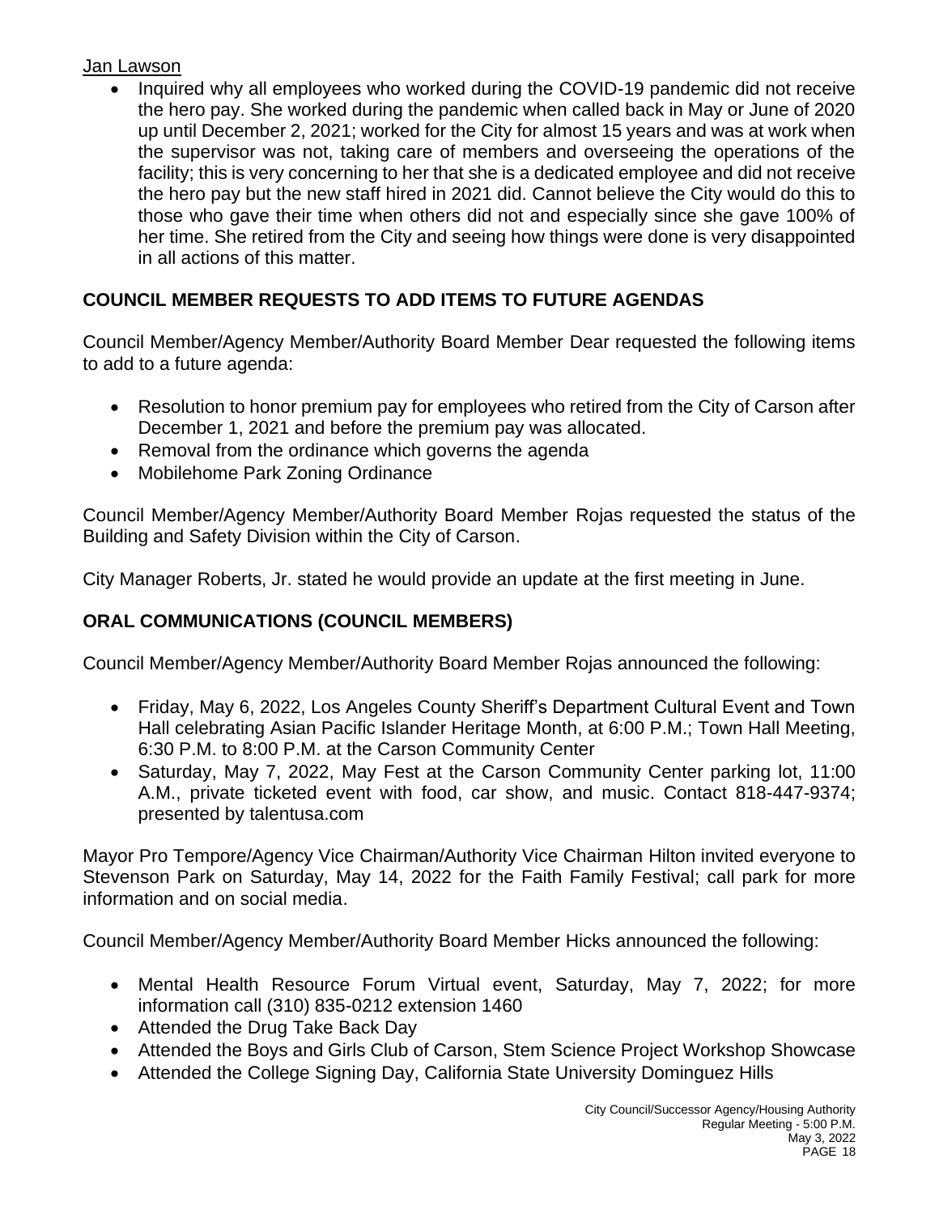Jan Lawson

- Inquired why all employees who worked during the COVID-19 pandemic did not receive the hero pay. She worked during the pandemic when called back in May or June of 2020 up until December 2, 2021; worked for the City for almost 15 years and was at work when the supervisor was not, taking care of members and overseeing the operations of the facility; this is very concerning to her that she is a dedicated employee and did not receive the hero pay but the new staff hired in 2021 did. Cannot believe the City would do this to those who gave their time when others did not and especially since she gave 100% of her time. She retired from the City and seeing how things were done is very disappointed in all actions of this matter.

## COUNCIL MEMBER REQUESTS TO ADD ITEMS TO FUTURE AGENDAS

Council Member/Agency Member/Authority Board Member Dear requested the following items to add to a future agenda:

- Resolution to honor premium pay for employees who retired from the City of Carson after December 1, 2021 and before the premium pay was allocated.
- Removal from the ordinance which governs the agenda
- Mobilehome Park Zoning Ordinance

Council Member/Agency Member/Authority Board Member Rojas requested the status of the Building and Safety Division within the City of Carson.

City Manager Roberts, Jr. stated he would provide an update at the first meeting in June.

## ORAL COMMUNICATIONS (COUNCIL MEMBERS)

Council Member/Agency Member/Authority Board Member Rojas announced the following:

- Friday, May 6, 2022, Los Angeles County Sheriff's Department Cultural Event and Town Hall celebrating Asian Pacific Islander Heritage Month, at 6:00 P.M.; Town Hall Meeting, 6:30 P.M. to 8:00 P.M. at the Carson Community Center
- Saturday, May 7, 2022, May Fest at the Carson Community Center parking lot, 11:00 A.M., private ticketed event with food, car show, and music. Contact 818-447-9374; presented by talentusa.com

Mayor Pro Tempore/Agency Vice Chairman/Authority Vice Chairman Hilton invited everyone to Stevenson Park on Saturday, May 14, 2022 for the Faith Family Festival; call park for more information and on social media.

Council Member/Agency Member/Authority Board Member Hicks announced the following:

- Mental Health Resource Forum Virtual event, Saturday, May 7, 2022; for more information call (310) 835-0212 extension 1460
- Attended the Drug Take Back Day
- Attended the Boys and Girls Club of Carson, Stem Science Project Workshop Showcase
- Attended the College Signing Day, California State University Dominguez Hills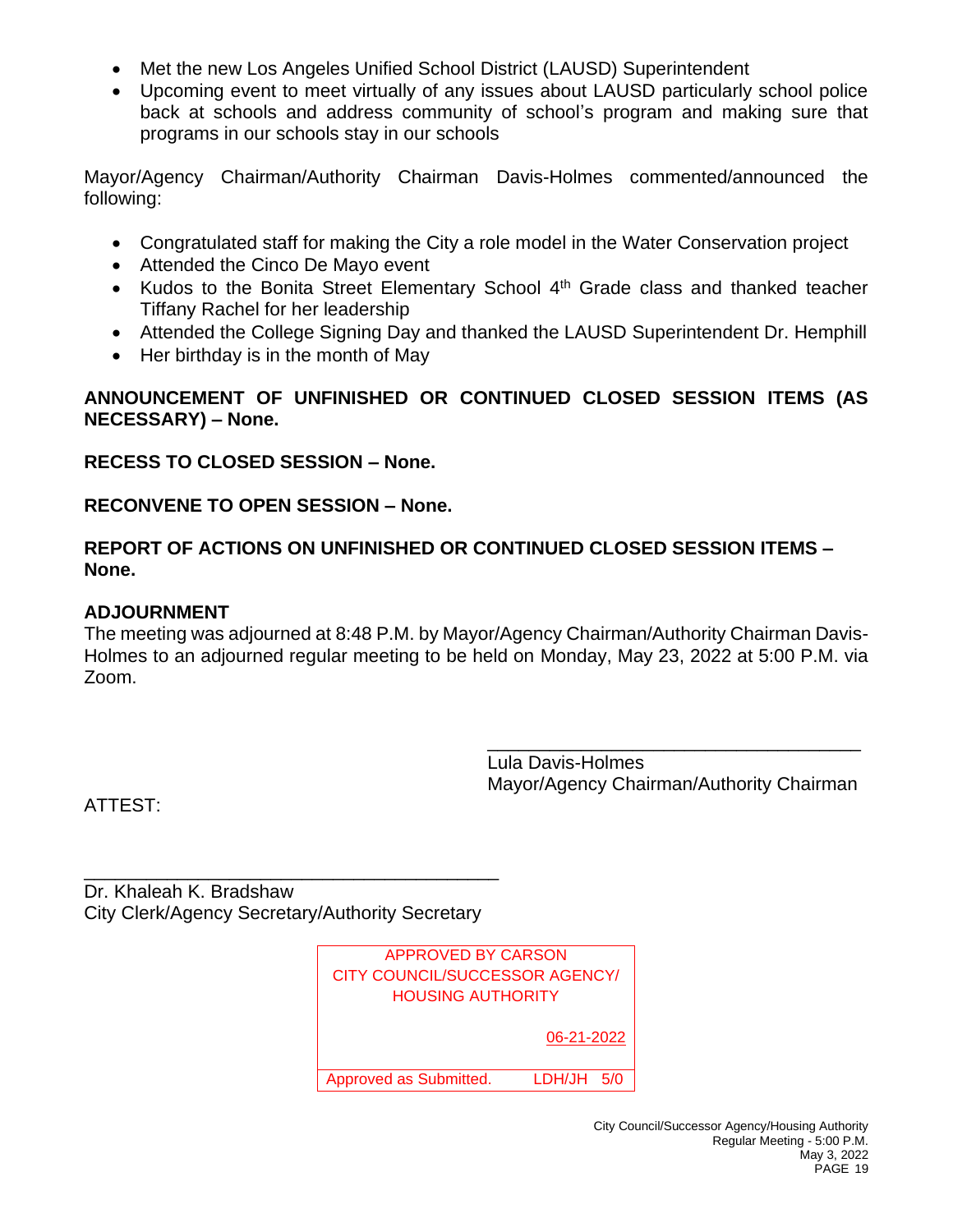- Met the new Los Angeles Unified School District (LAUSD) Superintendent
- Upcoming event to meet virtually of any issues about LAUSD particularly school police back at schools and address community of school's program and making sure that programs in our schools stay in our schools

Mayor/Agency Chairman/Authority Chairman Davis-Holmes commented/announced the following:

- Congratulated staff for making the City a role model in the Water Conservation project
- Attended the Cinco De Mayo event
- Kudos to the Bonita Street Elementary School 4th Grade class and thanked teacher Tiffany Rachel for her leadership
- Attended the College Signing Day and thanked the LAUSD Superintendent Dr. Hemphill
- Her birthday is in the month of May

**ANNOUNCEMENT OF UNFINISHED OR CONTINUED CLOSED SESSION ITEMS (AS NECESSARY) – None.**

**RECESS TO CLOSED SESSION – None.**

**RECONVENE TO OPEN SESSION – None.**

**REPORT OF ACTIONS ON UNFINISHED OR CONTINUED CLOSED SESSION ITEMS – None.**

**ADJOURNMENT**

The meeting was adjourned at 8:48 P.M. by Mayor/Agency Chairman/Authority Chairman Davis-Holmes to an adjourned regular meeting to be held on Monday, May 23, 2022 at 5:00 P.M. via Zoom.

\_\_\_\_\_\_\_\_\_\_\_\_\_\_\_\_\_\_\_\_\_\_\_\_\_\_\_\_\_\_\_\_\_\_\_\_
Lula Davis-Holmes
Mayor/Agency Chairman/Authority Chairman

ATTEST:

\_\_\_\_\_\_\_\_\_\_\_\_\_\_\_\_\_\_\_\_\_\_\_\_\_\_\_\_\_\_\_\_\_\_\_\_\_\_\_\_
Dr. Khaleah K. Bradshaw
City Clerk/Agency Secretary/Authority Secretary

APPROVED BY CARSON
CITY COUNCIL/SUCCESSOR AGENCY/
HOUSING AUTHORITY

06-21-2022

Approved as Submitted. LDH/JH 5/0